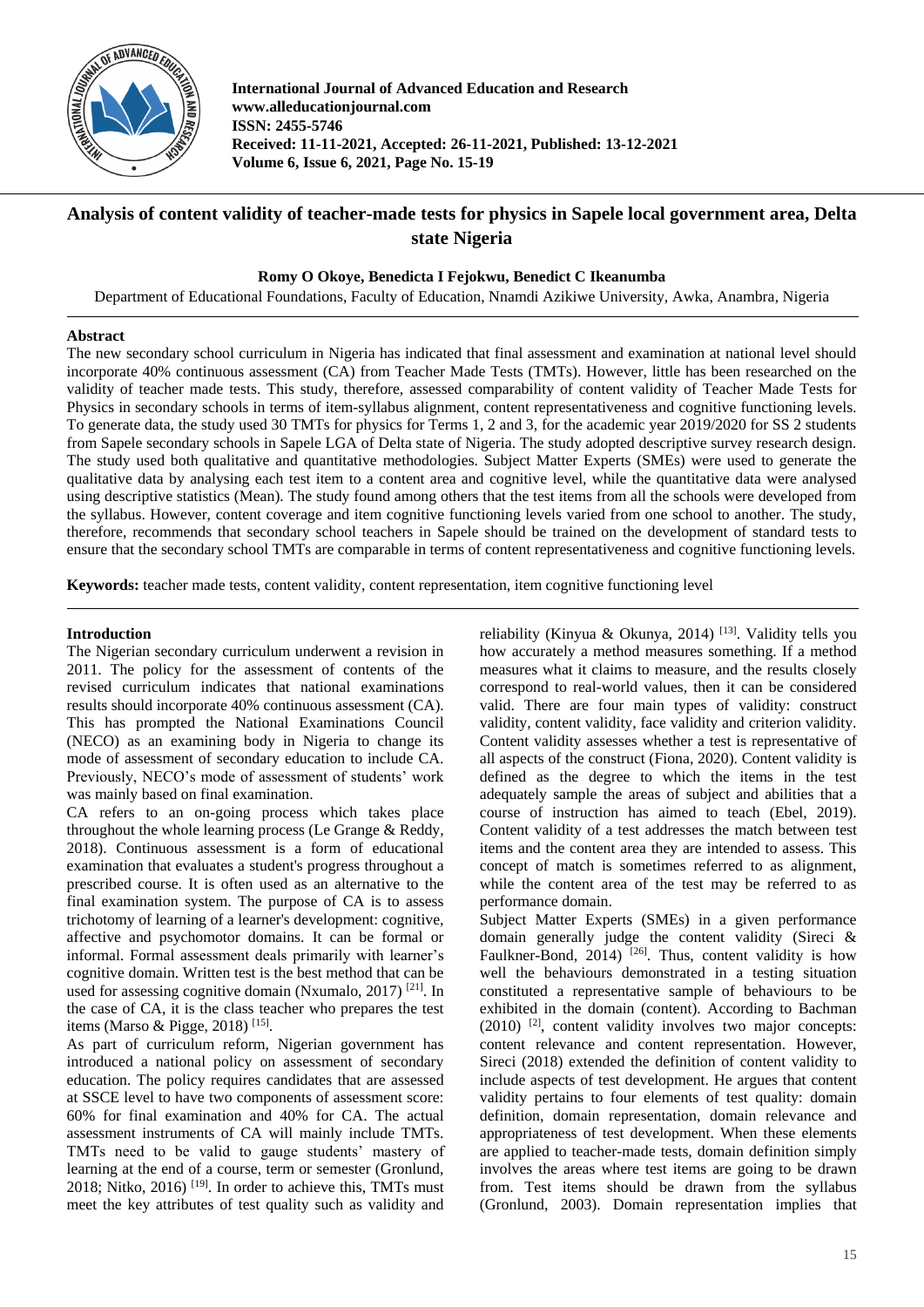# Analysis of content validity of teacher-made tests for physics in Sapele local government area, Delta state Nigeria

**Romy O Okoye, Benedicta I Fejokwu, Benedict C Ikeanumba**

Department of Educational Foundations, Faculty of Education, Nnamdi Azikiwe University, Awka, Anambra, Nigeria

## Abstract

The new secondary school curriculum in Nigeria has indicated that final assessment and examination at national level should incorporate 40% continuous assessment (CA) from Teacher Made Tests (TMTs). However, little has been researched on the validity of teacher made tests. This study, therefore, assessed comparability of content validity of Teacher Made Tests for Physics in secondary schools in terms of item-syllabus alignment, content representativeness and cognitive functioning levels. To generate data, the study used 30 TMTs for physics for Terms 1, 2 and 3, for the academic year 2019/2020 for SS 2 students from Sapele secondary schools in Sapele LGA of Delta state of Nigeria. The study adopted descriptive survey research design. The study used both qualitative and quantitative methodologies. Subject Matter Experts (SMEs) were used to generate the qualitative data by analysing each test item to a content area and cognitive level, while the quantitative data were analysed using descriptive statistics (Mean). The study found among others that the test items from all the schools were developed from the syllabus. However, content coverage and item cognitive functioning levels varied from one school to another. The study, therefore, recommends that secondary school teachers in Sapele should be trained on the development of standard tests to ensure that the secondary school TMTs are comparable in terms of content representativeness and cognitive functioning levels.

**Keywords:** teacher made tests, content validity, content representation, item cognitive functioning level

## Introduction

The Nigerian secondary curriculum underwent a revision in 2011. The policy for the assessment of contents of the revised curriculum indicates that national examinations results should incorporate 40% continuous assessment (CA). This has prompted the National Examinations Council (NECO) as an examining body in Nigeria to change its mode of assessment of secondary education to include CA. Previously, NECO's mode of assessment of students' work was mainly based on final examination.

CA refers to an on-going process which takes place throughout the whole learning process (Le Grange & Reddy, 2018). Continuous assessment is a form of educational examination that evaluates a student's progress throughout a prescribed course. It is often used as an alternative to the final examination system. The purpose of CA is to assess trichotomy of learning of a learner's development: cognitive, affective and psychomotor domains. It can be formal or informal. Formal assessment deals primarily with learner's cognitive domain. Written test is the best method that can be used for assessing cognitive domain (Nxumalo, 2017) [21]. In the case of CA, it is the class teacher who prepares the test items (Marso & Pigge, 2018) [15].

As part of curriculum reform, Nigerian government has introduced a national policy on assessment of secondary education. The policy requires candidates that are assessed at SSCE level to have two components of assessment score: 60% for final examination and 40% for CA. The actual assessment instruments of CA will mainly include TMTs. TMTs need to be valid to gauge students' mastery of learning at the end of a course, term or semester (Gronlund, 2018; Nitko, 2016) [19]. In order to achieve this, TMTs must meet the key attributes of test quality such as validity and reliability (Kinyua & Okunya, 2014) [13]. Validity tells you how accurately a method measures something. If a method measures what it claims to measure, and the results closely correspond to real-world values, then it can be considered valid. There are four main types of validity: construct validity, content validity, face validity and criterion validity. Content validity assesses whether a test is representative of all aspects of the construct (Fiona, 2020). Content validity is defined as the degree to which the items in the test adequately sample the areas of subject and abilities that a course of instruction has aimed to teach (Ebel, 2019). Content validity of a test addresses the match between test items and the content area they are intended to assess. This concept of match is sometimes referred to as alignment, while the content area of the test may be referred to as performance domain.

Subject Matter Experts (SMEs) in a given performance domain generally judge the content validity (Sireci & Faulkner-Bond, 2014) [26]. Thus, content validity is how well the behaviours demonstrated in a testing situation constituted a representative sample of behaviours to be exhibited in the domain (content). According to Bachman (2010) [2], content validity involves two major concepts: content relevance and content representation. However, Sireci (2018) extended the definition of content validity to include aspects of test development. He argues that content validity pertains to four elements of test quality: domain definition, domain representation, domain relevance and appropriateness of test development. When these elements are applied to teacher-made tests, domain definition simply involves the areas where test items are going to be drawn from. Test items should be drawn from the syllabus (Gronlund, 2003). Domain representation implies that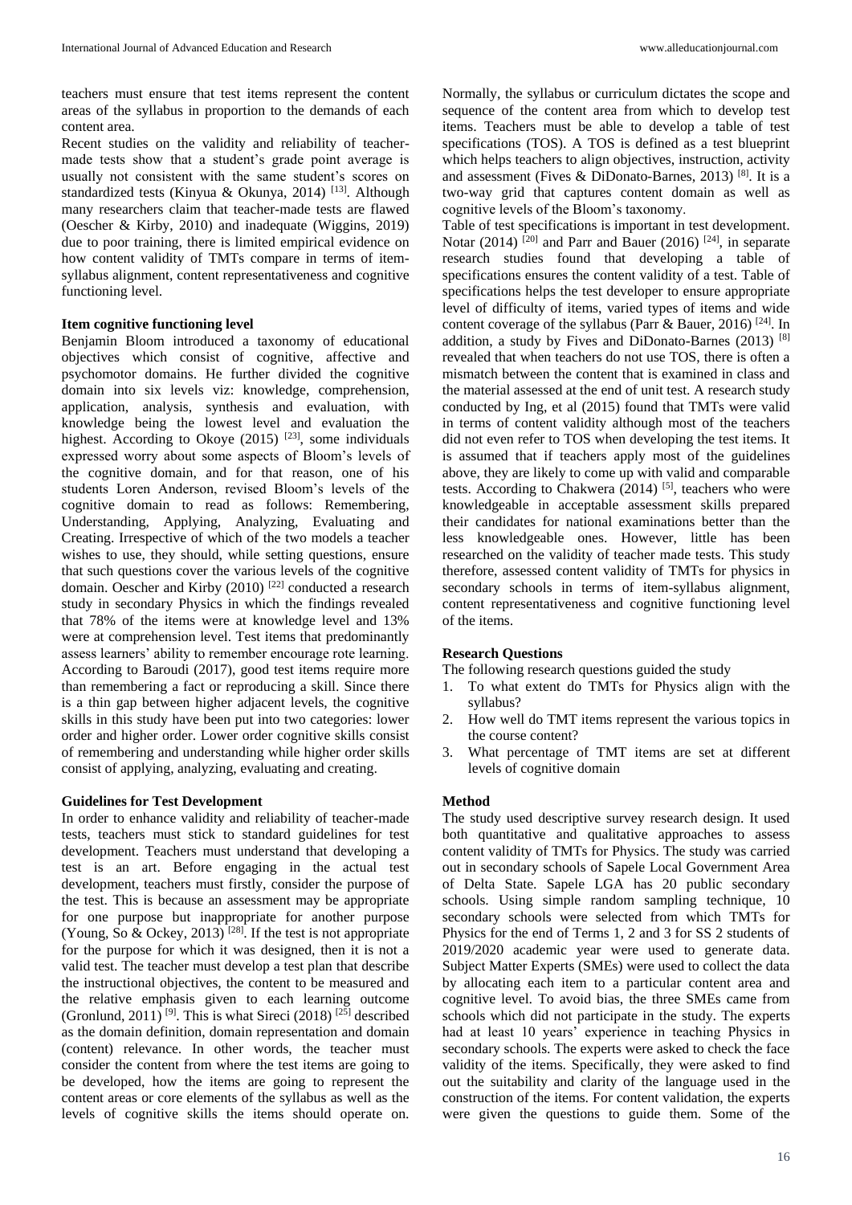teachers must ensure that test items represent the content areas of the syllabus in proportion to the demands of each content area.

Recent studies on the validity and reliability of teacher-made tests show that a student's grade point average is usually not consistent with the same student's scores on standardized tests (Kinyua & Okunya, 2014) [13]. Although many researchers claim that teacher-made tests are flawed (Oescher & Kirby, 2010) and inadequate (Wiggins, 2019) due to poor training, there is limited empirical evidence on how content validity of TMTs compare in terms of item-syllabus alignment, content representativeness and cognitive functioning level.

**Item cognitive functioning level**

Benjamin Bloom introduced a taxonomy of educational objectives which consist of cognitive, affective and psychomotor domains. He further divided the cognitive domain into six levels viz: knowledge, comprehension, application, analysis, synthesis and evaluation, with knowledge being the lowest level and evaluation the highest. According to Okoye (2015) [23], some individuals expressed worry about some aspects of Bloom's levels of the cognitive domain, and for that reason, one of his students Loren Anderson, revised Bloom's levels of the cognitive domain to read as follows: Remembering, Understanding, Applying, Analyzing, Evaluating and Creating. Irrespective of which of the two models a teacher wishes to use, they should, while setting questions, ensure that such questions cover the various levels of the cognitive domain. Oescher and Kirby (2010) [22] conducted a research study in secondary Physics in which the findings revealed that 78% of the items were at knowledge level and 13% were at comprehension level. Test items that predominantly assess learners' ability to remember encourage rote learning. According to Baroudi (2017), good test items require more than remembering a fact or reproducing a skill. Since there is a thin gap between higher adjacent levels, the cognitive skills in this study have been put into two categories: lower order and higher order. Lower order cognitive skills consist of remembering and understanding while higher order skills consist of applying, analyzing, evaluating and creating.

**Guidelines for Test Development**

In order to enhance validity and reliability of teacher-made tests, teachers must stick to standard guidelines for test development. Teachers must understand that developing a test is an art. Before engaging in the actual test development, teachers must firstly, consider the purpose of the test. This is because an assessment may be appropriate for one purpose but inappropriate for another purpose (Young, So & Ockey, 2013) [28]. If the test is not appropriate for the purpose for which it was designed, then it is not a valid test. The teacher must develop a test plan that describe the instructional objectives, the content to be measured and the relative emphasis given to each learning outcome (Gronlund, 2011) [9]. This is what Sireci (2018) [25] described as the domain definition, domain representation and domain (content) relevance. In other words, the teacher must consider the content from where the test items are going to be developed, how the items are going to represent the content areas or core elements of the syllabus as well as the levels of cognitive skills the items should operate on. Normally, the syllabus or curriculum dictates the scope and sequence of the content area from which to develop test items. Teachers must be able to develop a table of test specifications (TOS). A TOS is defined as a test blueprint which helps teachers to align objectives, instruction, activity and assessment (Fives & DiDonato-Barnes, 2013) [8]. It is a two-way grid that captures content domain as well as cognitive levels of the Bloom's taxonomy.

Table of test specifications is important in test development. Notar (2014) [20] and Parr and Bauer (2016) [24], in separate research studies found that developing a table of specifications ensures the content validity of a test. Table of specifications helps the test developer to ensure appropriate level of difficulty of items, varied types of items and wide content coverage of the syllabus (Parr & Bauer, 2016) [24]. In addition, a study by Fives and DiDonato-Barnes (2013) [8] revealed that when teachers do not use TOS, there is often a mismatch between the content that is examined in class and the material assessed at the end of unit test. A research study conducted by Ing, et al (2015) found that TMTs were valid in terms of content validity although most of the teachers did not even refer to TOS when developing the test items. It is assumed that if teachers apply most of the guidelines above, they are likely to come up with valid and comparable tests. According to Chakwera (2014) [5], teachers who were knowledgeable in acceptable assessment skills prepared their candidates for national examinations better than the less knowledgeable ones. However, little has been researched on the validity of teacher made tests. This study therefore, assessed content validity of TMTs for physics in secondary schools in terms of item-syllabus alignment, content representativeness and cognitive functioning level of the items.

**Research Questions**

The following research questions guided the study

1. To what extent do TMTs for Physics align with the syllabus?
2. How well do TMT items represent the various topics in the course content?
3. What percentage of TMT items are set at different levels of cognitive domain

**Method**

The study used descriptive survey research design. It used both quantitative and qualitative approaches to assess content validity of TMTs for Physics. The study was carried out in secondary schools of Sapele Local Government Area of Delta State. Sapele LGA has 20 public secondary schools. Using simple random sampling technique, 10 secondary schools were selected from which TMTs for Physics for the end of Terms 1, 2 and 3 for SS 2 students of 2019/2020 academic year were used to generate data. Subject Matter Experts (SMEs) were used to collect the data by allocating each item to a particular content area and cognitive level. To avoid bias, the three SMEs came from schools which did not participate in the study. The experts had at least 10 years' experience in teaching Physics in secondary schools. The experts were asked to check the face validity of the items. Specifically, they were asked to find out the suitability and clarity of the language used in the construction of the items. For content validation, the experts were given the questions to guide them. Some of the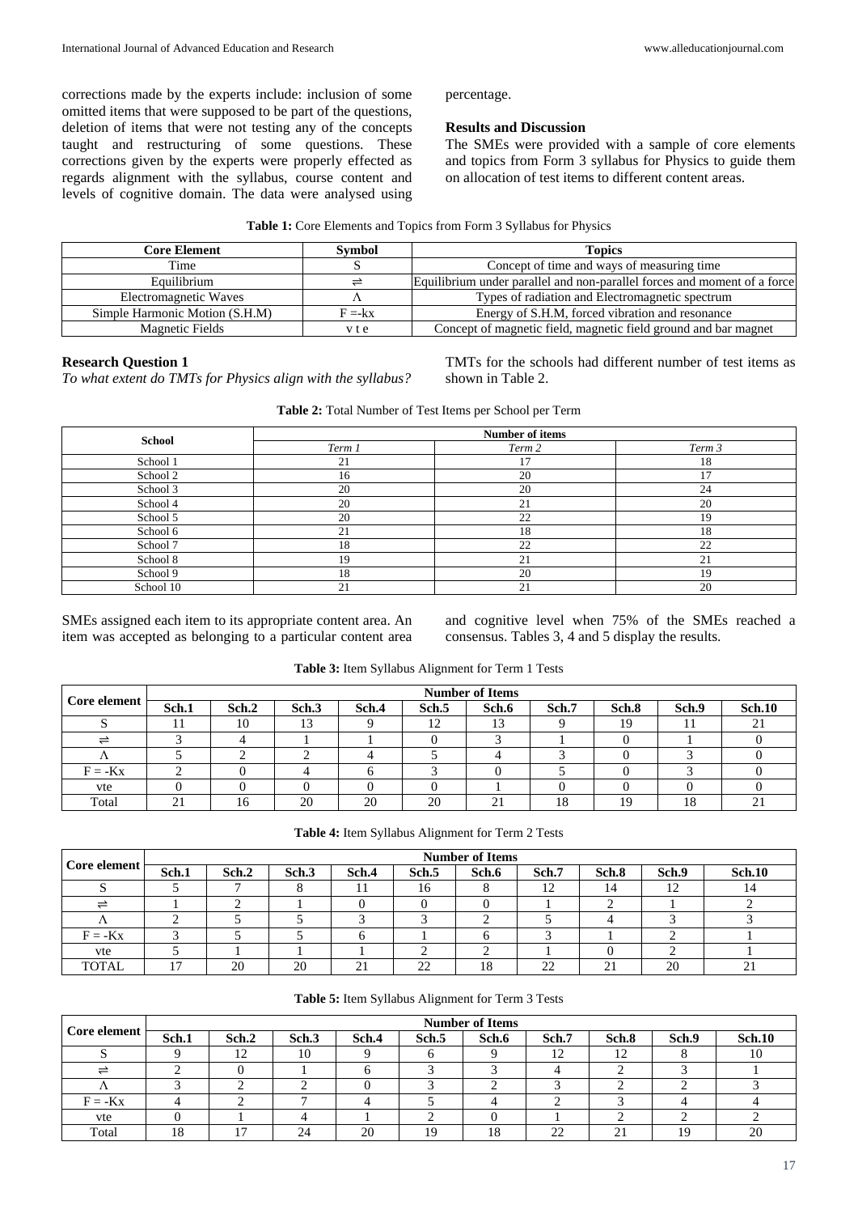corrections made by the experts include: inclusion of some omitted items that were supposed to be part of the questions, deletion of items that were not testing any of the concepts taught and restructuring of some questions. These corrections given by the experts were properly effected as regards alignment with the syllabus, course content and levels of cognitive domain. The data were analysed using percentage.

## Results and Discussion

The SMEs were provided with a sample of core elements and topics from Form 3 syllabus for Physics to guide them on allocation of test items to different content areas.

**Table 1:** Core Elements and Topics from Form 3 Syllabus for Physics

| Core Element | Symbol | Topics |
|---|---|---|
| Time | S | Concept of time and ways of measuring time |
| Equilibrium | ⇌ | Equilibrium under parallel and non-parallel forces and moment of a force |
| Electromagnetic Waves | Λ | Types of radiation and Electromagnetic spectrum |
| Simple Harmonic Motion (S.H.M) | $F = -kx$ | Energy of S.H.M, forced vibration and resonance |
| Magnetic Fields | v t e | Concept of magnetic field, magnetic field ground and bar magnet |

### Research Question 1

*To what extent do TMTs for Physics align with the syllabus?*

TMTs for the schools had different number of test items as shown in Table 2.

**Table 2:** Total Number of Test Items per School per Term

| School | Number of items | | |
|---|---|---|---|
| | *Term 1* | *Term 2* | *Term 3* |
| School 1 | 21 | 17 | 18 |
| School 2 | 16 | 20 | 17 |
| School 3 | 20 | 20 | 24 |
| School 4 | 20 | 21 | 20 |
| School 5 | 20 | 22 | 19 |
| School 6 | 21 | 18 | 18 |
| School 7 | 18 | 22 | 22 |
| School 8 | 19 | 21 | 21 |
| School 9 | 18 | 20 | 19 |
| School 10 | 21 | 21 | 20 |

SMEs assigned each item to its appropriate content area. An item was accepted as belonging to a particular content area and cognitive level when 75% of the SMEs reached a consensus. Tables 3, 4 and 5 display the results.

**Table 3:** Item Syllabus Alignment for Term 1 Tests

| Core element | Number of Items | | | | | | | | | |
|---|---|---|---|---|---|---|---|---|---|---|
| | **Sch.1** | **Sch.2** | **Sch.3** | **Sch.4** | **Sch.5** | **Sch.6** | **Sch.7** | **Sch.8** | **Sch.9** | **Sch.10** |
| S | 11 | 10 | 13 | 9 | 12 | 13 | 9 | 19 | 11 | 21 |
| ⇌ | 3 | 4 | 1 | 1 | 0 | 3 | 1 | 0 | 1 | 0 |
| Λ | 5 | 2 | 2 | 4 | 5 | 4 | 3 | 0 | 3 | 0 |
| $F = -Kx$ | 2 | 0 | 4 | 6 | 3 | 0 | 5 | 0 | 3 | 0 |
| vte | 0 | 0 | 0 | 0 | 0 | 1 | 0 | 0 | 0 | 0 |
| Total | 21 | 16 | 20 | 20 | 20 | 21 | 18 | 19 | 18 | 21 |

**Table 4:** Item Syllabus Alignment for Term 2 Tests

| Core element | Number of Items | | | | | | | | | |
|---|---|---|---|---|---|---|---|---|---|---|
| | **Sch.1** | **Sch.2** | **Sch.3** | **Sch.4** | **Sch.5** | **Sch.6** | **Sch.7** | **Sch.8** | **Sch.9** | **Sch.10** |
| S | 5 | 7 | 8 | 11 | 16 | 8 | 12 | 14 | 12 | 14 |
| ⇌ | 1 | 2 | 1 | 0 | 0 | 0 | 1 | 2 | 1 | 2 |
| Λ | 2 | 5 | 5 | 3 | 3 | 2 | 5 | 4 | 3 | 3 |
| $F = -Kx$ | 3 | 5 | 5 | 6 | 1 | 6 | 3 | 1 | 2 | 1 |
| vte | 5 | 1 | 1 | 1 | 2 | 2 | 1 | 0 | 2 | 1 |
| TOTAL | 17 | 20 | 20 | 21 | 22 | 18 | 22 | 21 | 20 | 21 |

**Table 5:** Item Syllabus Alignment for Term 3 Tests

| Core element | Number of Items | | | | | | | | | |
|---|---|---|---|---|---|---|---|---|---|---|
| | **Sch.1** | **Sch.2** | **Sch.3** | **Sch.4** | **Sch.5** | **Sch.6** | **Sch.7** | **Sch.8** | **Sch.9** | **Sch.10** |
| S | 9 | 12 | 10 | 9 | 6 | 9 | 12 | 12 | 8 | 10 |
| ⇌ | 2 | 0 | 1 | 6 | 3 | 3 | 4 | 2 | 3 | 1 |
| Λ | 3 | 2 | 2 | 0 | 3 | 2 | 3 | 2 | 2 | 3 |
| $F = -Kx$ | 4 | 2 | 7 | 4 | 5 | 4 | 2 | 3 | 4 | 4 |
| vte | 0 | 1 | 4 | 1 | 2 | 0 | 1 | 2 | 2 | 2 |
| Total | 18 | 17 | 24 | 20 | 19 | 18 | 22 | 21 | 19 | 20 |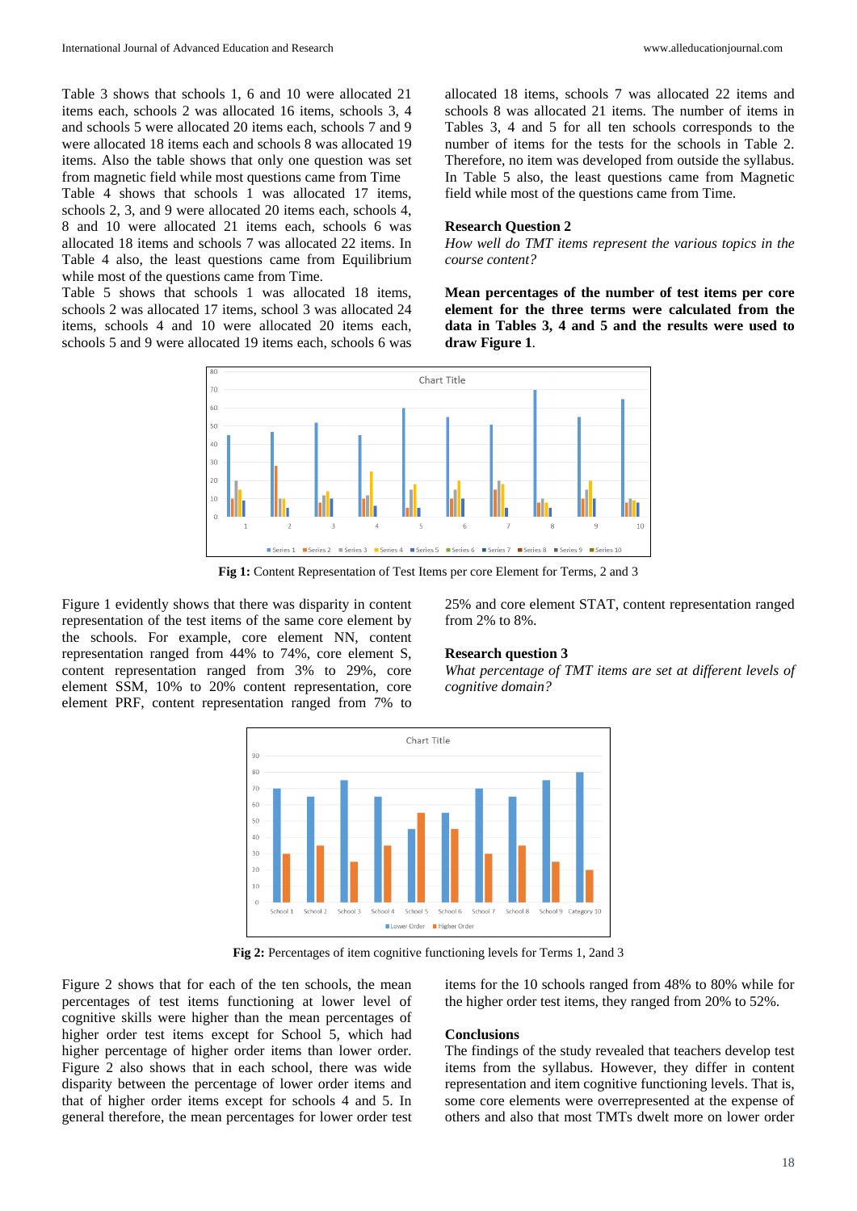Table 3 shows that schools 1, 6 and 10 were allocated 21 items each, schools 2 was allocated 16 items, schools 3, 4 and schools 5 were allocated 20 items each, schools 7 and 9 were allocated 18 items each and schools 8 was allocated 19 items. Also the table shows that only one question was set from magnetic field while most questions came from Time

Table 4 shows that schools 1 was allocated 17 items, schools 2, 3, and 9 were allocated 20 items each, schools 4, 8 and 10 were allocated 21 items each, schools 6 was allocated 18 items and schools 7 was allocated 22 items. In Table 4 also, the least questions came from Equilibrium while most of the questions came from Time.

Table 5 shows that schools 1 was allocated 18 items, schools 2 was allocated 17 items, school 3 was allocated 24 items, schools 4 and 10 were allocated 20 items each, schools 5 and 9 were allocated 19 items each, schools 6 was allocated 18 items, schools 7 was allocated 22 items and schools 8 was allocated 21 items. The number of items in Tables 3, 4 and 5 for all ten schools corresponds to the number of items for the tests for the schools in Table 2. Therefore, no item was developed from outside the syllabus. In Table 5 also, the least questions came from Magnetic field while most of the questions came from Time.

**Research Question 2**

*How well do TMT items represent the various topics in the course content?*

**Mean percentages of the number of test items per core element for the three terms were calculated from the data in Tables 3, 4 and 5 and the results were used to draw Figure 1.**

**Fig 1:** Content Representation of Test Items per core Element for Terms, 2 and 3

Figure 1 evidently shows that there was disparity in content representation of the test items of the same core element by the schools. For example, core element NN, content representation ranged from 44% to 74%, core element S, content representation ranged from 3% to 29%, core element SSM, 10% to 20% content representation, core element PRF, content representation ranged from 7% to 25% and core element STAT, content representation ranged from 2% to 8%.

**Research question 3**

*What percentage of TMT items are set at different levels of cognitive domain?*

**Fig 2:** Percentages of item cognitive functioning levels for Terms 1, 2and 3

Figure 2 shows that for each of the ten schools, the mean percentages of test items functioning at lower level of cognitive skills were higher than the mean percentages of higher order test items except for School 5, which had higher percentage of higher order items than lower order. Figure 2 also shows that in each school, there was wide disparity between the percentage of lower order items and that of higher order items except for schools 4 and 5. In general therefore, the mean percentages for lower order test items for the 10 schools ranged from 48% to 80% while for the higher order test items, they ranged from 20% to 52%.

**Conclusions**

The findings of the study revealed that teachers develop test items from the syllabus. However, they differ in content representation and item cognitive functioning levels. That is, some core elements were overrepresented at the expense of others and also that most TMTs dwelt more on lower order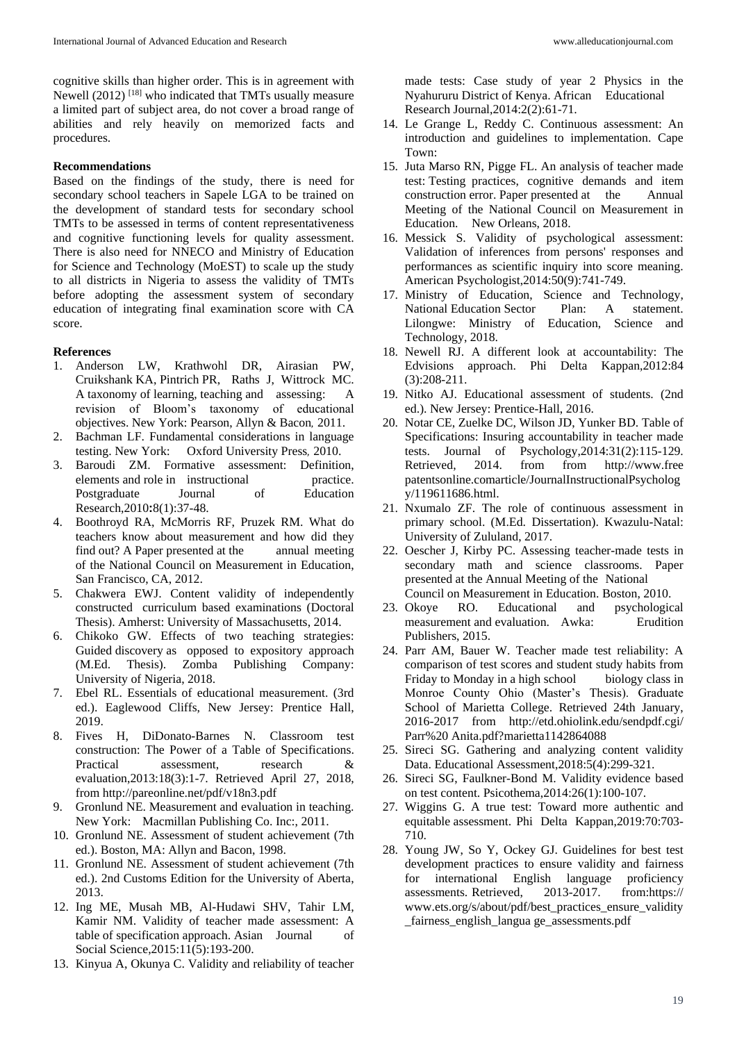cognitive skills than higher order. This is in agreement with Newell (2012) [18] who indicated that TMTs usually measure a limited part of subject area, do not cover a broad range of abilities and rely heavily on memorized facts and procedures.

**Recommendations**

Based on the findings of the study, there is need for secondary school teachers in Sapele LGA to be trained on the development of standard tests for secondary school TMTs to be assessed in terms of content representativeness and cognitive functioning levels for quality assessment. There is also need for NNECO and Ministry of Education for Science and Technology (MoEST) to scale up the study to all districts in Nigeria to assess the validity of TMTs before adopting the assessment system of secondary education of integrating final examination score with CA score.

**References**

1. Anderson LW, Krathwohl DR, Airasian PW, Cruikshank KA, Pintrich PR, Raths J, Wittrock MC. A taxonomy of learning, teaching and assessing: A revision of Bloom's taxonomy of educational objectives. New York: Pearson, Allyn & Bacon, 2011.
2. Bachman LF. Fundamental considerations in language testing. New York: Oxford University Press, 2010.
3. Baroudi ZM. Formative assessment: Definition, elements and role in instructional practice. Postgraduate Journal of Education Research,2010:8(1):37-48.
4. Boothroyd RA, McMorris RF, Pruzek RM. What do teachers know about measurement and how did they find out? A Paper presented at the annual meeting of the National Council on Measurement in Education, San Francisco, CA, 2012.
5. Chakwera EWJ. Content validity of independently constructed curriculum based examinations (Doctoral Thesis). Amherst: University of Massachusetts, 2014.
6. Chikoko GW. Effects of two teaching strategies: Guided discovery as opposed to expository approach (M.Ed. Thesis). Zomba Publishing Company: University of Nigeria, 2018.
7. Ebel RL. Essentials of educational measurement. (3rd ed.). Eaglewood Cliffs, New Jersey: Prentice Hall, 2019.
8. Fives H, DiDonato-Barnes N. Classroom test construction: The Power of a Table of Specifications. Practical assessment, research & evaluation,2013:18(3):1-7. Retrieved April 27, 2018, from http://pareonline.net/pdf/v18n3.pdf
9. Gronlund NE. Measurement and evaluation in teaching. New York: Macmillan Publishing Co. Inc:, 2011.
10. Gronlund NE. Assessment of student achievement (7th ed.). Boston, MA: Allyn and Bacon, 1998.
11. Gronlund NE. Assessment of student achievement (7th ed.). 2nd Customs Edition for the University of Aberta, 2013.
12. Ing ME, Musah MB, Al-Hudawi SHV, Tahir LM, Kamir NM. Validity of teacher made assessment: A table of specification approach. Asian Journal of Social Science,2015:11(5):193-200.
13. Kinyua A, Okunya C. Validity and reliability of teacher made tests: Case study of year 2 Physics in the Nyahururu District of Kenya. African Educational Research Journal,2014:2(2):61-71.
14. Le Grange L, Reddy C. Continuous assessment: An introduction and guidelines to implementation. Cape Town:
15. Juta Marso RN, Pigge FL. An analysis of teacher made test: Testing practices, cognitive demands and item construction error. Paper presented at the Annual Meeting of the National Council on Measurement in Education. New Orleans, 2018.
16. Messick S. Validity of psychological assessment: Validation of inferences from persons' responses and performances as scientific inquiry into score meaning. American Psychologist,2014:50(9):741-749.
17. Ministry of Education, Science and Technology, National Education Sector Plan: A statement. Lilongwe: Ministry of Education, Science and Technology, 2018.
18. Newell RJ. A different look at accountability: The Edvisions approach. Phi Delta Kappan,2012:84 (3):208-211.
19. Nitko AJ. Educational assessment of students. (2nd ed.). New Jersey: Prentice-Hall, 2016.
20. Notar CE, Zuelke DC, Wilson JD, Yunker BD. Table of Specifications: Insuring accountability in teacher made tests. Journal of Psychology,2014:31(2):115-129. Retrieved, 2014. from from http://www.free patentsonline.comarticle/JournalInstructionalPsycholog y/119611686.html.
21. Nxumalo ZF. The role of continuous assessment in primary school. (M.Ed. Dissertation). Kwazulu-Natal: University of Zululand, 2017.
22. Oescher J, Kirby PC. Assessing teacher-made tests in secondary math and science classrooms. Paper presented at the Annual Meeting of the National Council on Measurement in Education. Boston, 2010.
23. Okoye RO. Educational and psychological measurement and evaluation. Awka: Erudition Publishers, 2015.
24. Parr AM, Bauer W. Teacher made test reliability: A comparison of test scores and student study habits from Friday to Monday in a high school biology class in Monroe County Ohio (Master's Thesis). Graduate School of Marietta College. Retrieved 24th January, 2016-2017 from http://etd.ohiolink.edu/sendpdf.cgi/ Parr%20 Anita.pdf?marietta1142864088
25. Sireci SG. Gathering and analyzing content validity Data. Educational Assessment,2018:5(4):299-321.
26. Sireci SG, Faulkner-Bond M. Validity evidence based on test content. Psicothema,2014:26(1):100-107.
27. Wiggins G. A true test: Toward more authentic and equitable assessment. Phi Delta Kappan,2019:70:703-710.
28. Young JW, So Y, Ockey GJ. Guidelines for best test development practices to ensure validity and fairness for international English language proficiency assessments. Retrieved, 2013-2017. from:https:// www.ets.org/s/about/pdf/best_practices_ensure_validity _fairness_english_langua ge_assessments.pdf